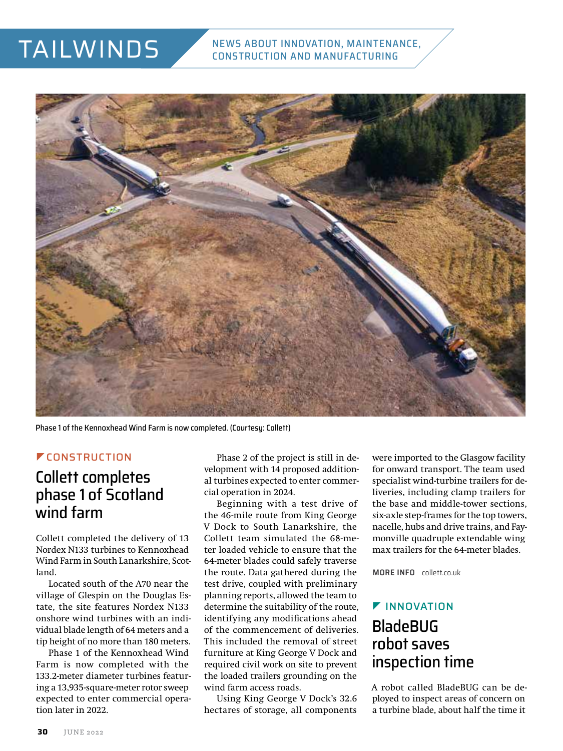# TAILWINDS

NEWS ABOUT INNOVATION, MAINTENANCE, CONSTRUCTION AND MANUFACTURING

Phase 1 of the Kennoxhead Wind Farm is now completed. (Courtesy: Collett)

CONSTRUCTION

## Collett completes phase 1 of Scotland wind farm

Collett completed the delivery of 13 Nordex N133 turbines to Kennoxhead Wind Farm in South Lanarkshire, Scotland.

Located south of the A70 near the village of Glespin on the Douglas Estate, the site features Nordex N133 onshore wind turbines with an individual blade length of 64 meters and a tip height of no more than 180 meters.

Phase 1 of the Kennoxhead Wind Farm is now completed with the 133.2-meter diameter turbines featuring a 13,935-square-meter rotor sweep expected to enter commercial operation later in 2022.

Phase 2 of the project is still in development with 14 proposed additional turbines expected to enter commercial operation in 2024.

Beginning with a test drive of the 46-mile route from King George V Dock to South Lanarkshire, the Collett team simulated the 68-meter loaded vehicle to ensure that the 64-meter blades could safely traverse the route. Data gathered during the test drive, coupled with preliminary planning reports, allowed the team to determine the suitability of the route, identifying any modifications ahead of the commencement of deliveries. This included the removal of street furniture at King George V Dock and required civil work on site to prevent the loaded trailers grounding on the wind farm access roads.

Using King George V Dock's 32.6 hectares of storage, all components were imported to the Glasgow facility for onward transport. The team used specialist wind-turbine trailers for deliveries, including clamp trailers for the base and middle-tower sections, six-axle step-frames for the top towers, nacelle, hubs and drive trains, and Faymonville quadruple extendable wing max trailers for the 64-meter blades.

**MORE INFO** collett.co.uk

INNOVATION

## BladeBUG robot saves inspection time

A robot called BladeBUG can be deployed to inspect areas of concern on a turbine blade, about half the time it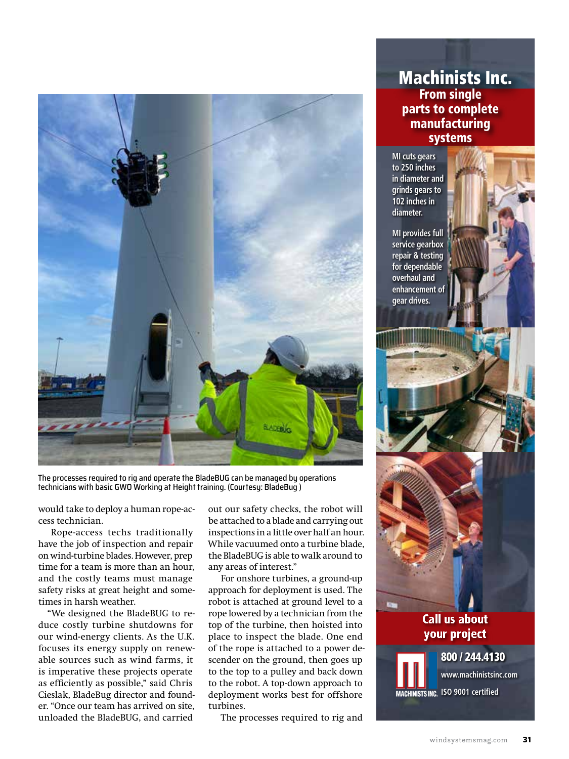The processes required to rig and operate the BladeBUG can be managed by operations technicians with basic GWO Working at Height training. (Courtesy: BladeBug )

would take to deploy a human rope-access technician.

Rope-access techs traditionally have the job of inspection and repair on wind-turbine blades. However, prep time for a team is more than an hour, and the costly teams must manage safety risks at great height and sometimes in harsh weather.

"We designed the BladeBUG to reduce costly turbine shutdowns for our wind-energy clients. As the U.K. focuses its energy supply on renewable sources such as wind farms, it is imperative these projects operate as efficiently as possible," said Chris Cieslak, BladeBug director and founder. "Once our team has arrived on site, unloaded the BladeBUG, and carried out our safety checks, the robot will be attached to a blade and carrying out inspections in a little over half an hour. While vacuumed onto a turbine blade, the BladeBUG is able to walk around to any areas of interest."

For onshore turbines, a ground-up approach for deployment is used. The robot is attached at ground level to a rope lowered by a technician from the top of the turbine, then hoisted into place to inspect the blade. One end of the rope is attached to a power descender on the ground, then goes up to the top to a pulley and back down to the robot. A top-down approach to deployment works best for offshore turbines.

The processes required to rig and

**Machinists Inc.**

**From single parts to complete manufacturing systems**

MI cuts gears to 250 inches in diameter and grinds gears to 102 inches in diameter.

MI provides full service gearbox repair & testing for dependable overhaul and enhancement of gear drives.

**Call us about your project**

**800 / 244.4130**

www.machinistsinc.com

ISO 9001 certified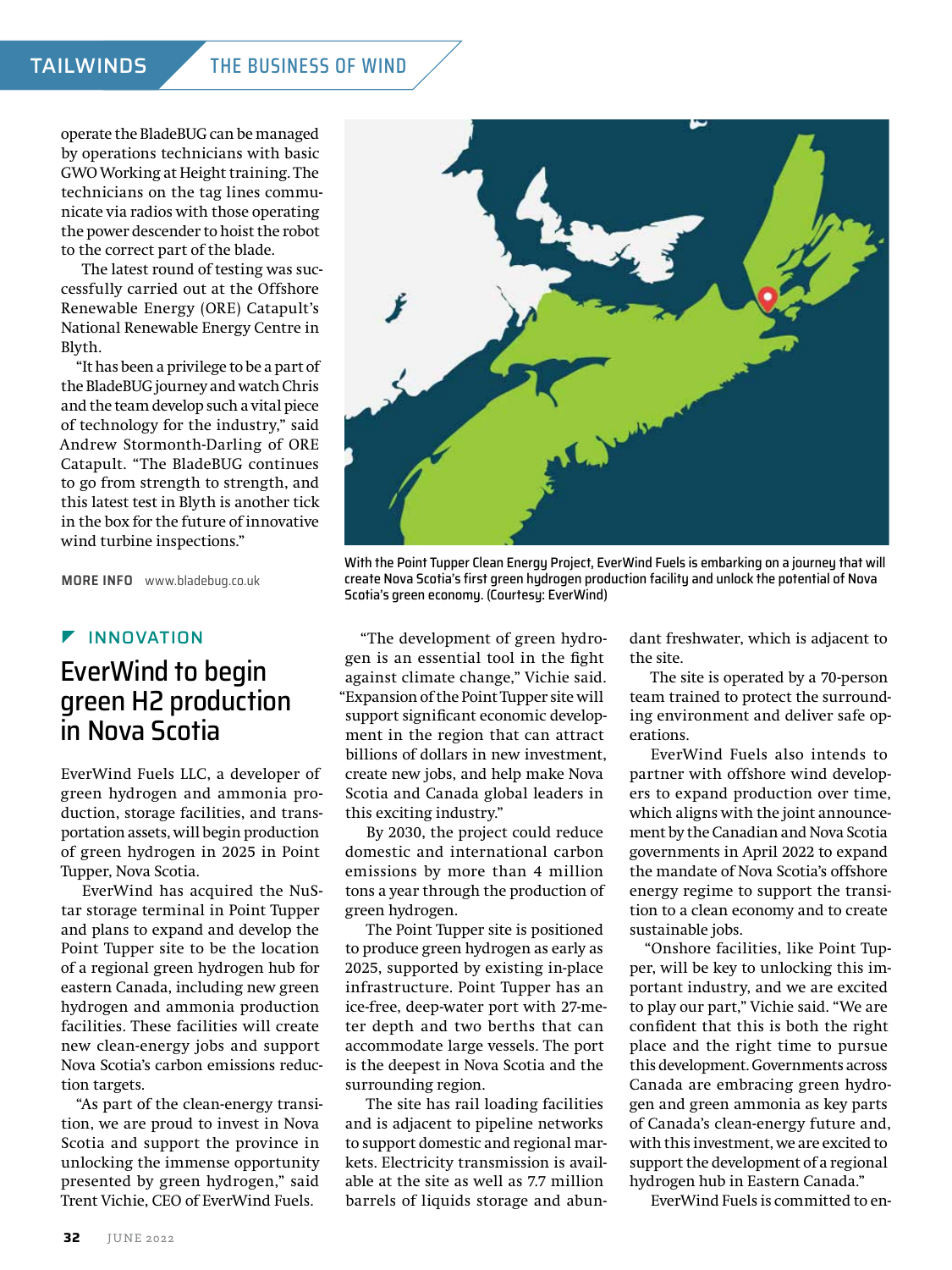operate the BladeBUG can be managed by operations technicians with basic GWO Working at Height training. The technicians on the tag lines communicate via radios with those operating the power descender to hoist the robot to the correct part of the blade.

The latest round of testing was successfully carried out at the Offshore Renewable Energy (ORE) Catapult's National Renewable Energy Centre in Blyth.

"It has been a privilege to be a part of the BladeBUG journey and watch Chris and the team develop such a vital piece of technology for the industry," said Andrew Stormonth-Darling of ORE Catapult. "The BladeBUG continues to go from strength to strength, and this latest test in Blyth is another tick in the box for the future of innovative wind turbine inspections."

**MORE INFO** www.bladebug.co.uk

With the Point Tupper Clean Energy Project, EverWind Fuels is embarking on a journey that will create Nova Scotia's first green hydrogen production facility and unlock the potential of Nova Scotia's green economy. (Courtesy: EverWind)

### INNOVATION

## EverWind to begin green H2 production in Nova Scotia

EverWind Fuels LLC, a developer of green hydrogen and ammonia production, storage facilities, and transportation assets, will begin production of green hydrogen in 2025 in Point Tupper, Nova Scotia.

EverWind has acquired the NuStar storage terminal in Point Tupper and plans to expand and develop the Point Tupper site to be the location of a regional green hydrogen hub for eastern Canada, including new green hydrogen and ammonia production facilities. These facilities will create new clean-energy jobs and support Nova Scotia's carbon emissions reduction targets.

"As part of the clean-energy transition, we are proud to invest in Nova Scotia and support the province in unlocking the immense opportunity presented by green hydrogen," said Trent Vichie, CEO of EverWind Fuels.

"The development of green hydrogen is an essential tool in the fight against climate change," Vichie said. "Expansion of the Point Tupper site will support significant economic development in the region that can attract billions of dollars in new investment, create new jobs, and help make Nova Scotia and Canada global leaders in this exciting industry."

By 2030, the project could reduce domestic and international carbon emissions by more than 4 million tons a year through the production of green hydrogen.

The Point Tupper site is positioned to produce green hydrogen as early as 2025, supported by existing in-place infrastructure. Point Tupper has an ice-free, deep-water port with 27-meter depth and two berths that can accommodate large vessels. The port is the deepest in Nova Scotia and the surrounding region.

The site has rail loading facilities and is adjacent to pipeline networks to support domestic and regional markets. Electricity transmission is available at the site as well as 7.7 million barrels of liquids storage and abundant freshwater, which is adjacent to the site.

The site is operated by a 70-person team trained to protect the surrounding environment and deliver safe operations.

EverWind Fuels also intends to partner with offshore wind developers to expand production over time, which aligns with the joint announcement by the Canadian and Nova Scotia governments in April 2022 to expand the mandate of Nova Scotia's offshore energy regime to support the transition to a clean economy and to create sustainable jobs.

"Onshore facilities, like Point Tupper, will be key to unlocking this important industry, and we are excited to play our part," Vichie said. "We are confident that this is both the right place and the right time to pursue this development. Governments across Canada are embracing green hydrogen and green ammonia as key parts of Canada's clean-energy future and, with this investment, we are excited to support the development of a regional hydrogen hub in Eastern Canada."

EverWind Fuels is committed to en-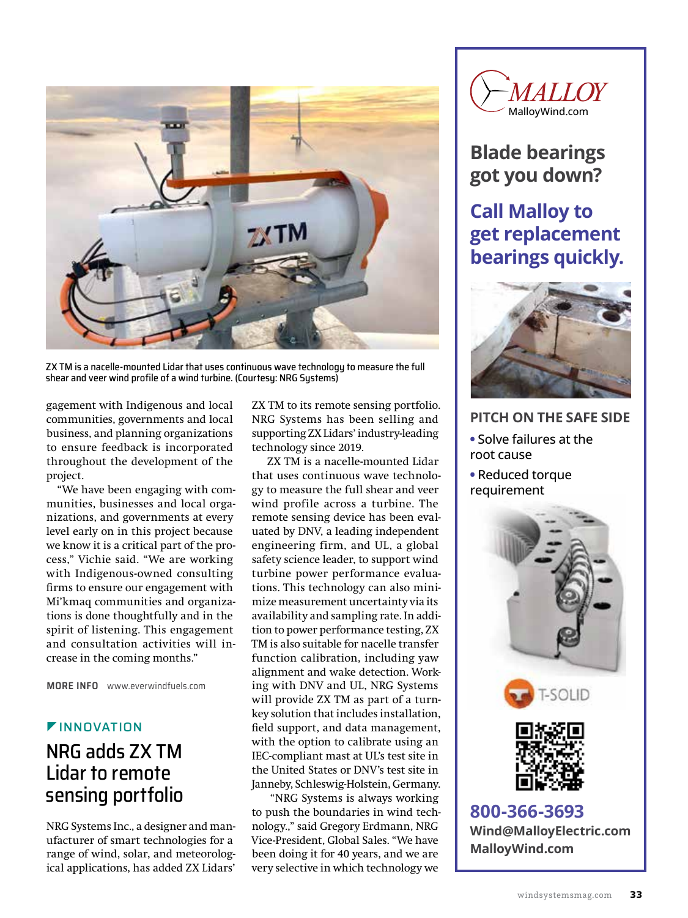ZX TM is a nacelle-mounted Lidar that uses continuous wave technology to measure the full shear and veer wind profile of a wind turbine. (Courtesy: NRG Systems)

gagement with Indigenous and local communities, governments and local business, and planning organizations to ensure feedback is incorporated throughout the development of the project.

"We have been engaging with communities, businesses and local organizations, and governments at every level early on in this project because we know it is a critical part of the process," Vichie said. "We are working with Indigenous-owned consulting firms to ensure our engagement with Mi'kmaq communities and organizations is done thoughtfully and in the spirit of listening. This engagement and consultation activities will increase in the coming months."

**MORE INFO** www.everwindfuels.com

INNOVATION

## NRG adds ZX TM Lidar to remote sensing portfolio

NRG Systems Inc., a designer and manufacturer of smart technologies for a range of wind, solar, and meteorological applications, has added ZX Lidars' ZX TM to its remote sensing portfolio. NRG Systems has been selling and supporting ZX Lidars' industry-leading technology since 2019.

ZX TM is a nacelle-mounted Lidar that uses continuous wave technology to measure the full shear and veer wind profile across a turbine. The remote sensing device has been evaluated by DNV, a leading independent engineering firm, and UL, a global safety science leader, to support wind turbine power performance evaluations. This technology can also minimize measurement uncertainty via its availability and sampling rate. In addition to power performance testing, ZX TM is also suitable for nacelle transfer function calibration, including yaw alignment and wake detection. Working with DNV and UL, NRG Systems will provide ZX TM as part of a turnkey solution that includes installation, field support, and data management, with the option to calibrate using an IEC-compliant mast at UL's test site in the United States or DNV's test site in Janneby, Schleswig-Holstein, Germany.

"NRG Systems is always working to push the boundaries in wind technology.," said Gregory Erdmann, NRG Vice-President, Global Sales. "We have been doing it for 40 years, and we are very selective in which technology we

---

MALLOY
MalloyWind.com

**Blade bearings got you down?**

**Call Malloy to get replacement bearings quickly.**

**PITCH ON THE SAFE SIDE**

- Solve failures at the root cause
- Reduced torque requirement

T-SOLID

**800-366-3693**
**Wind@MalloyElectric.com**
**MalloyWind.com**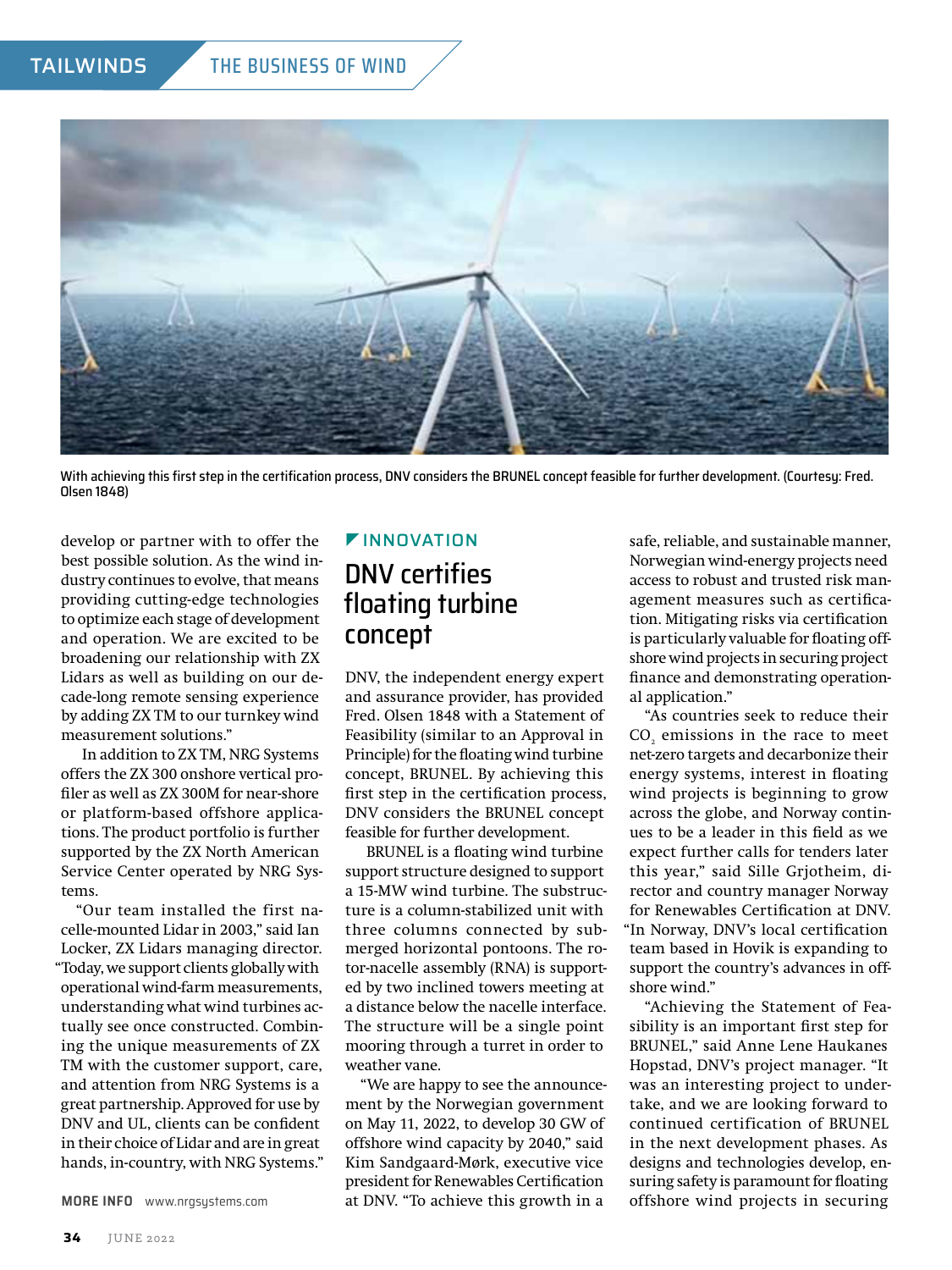develop or partner with to offer the best possible solution. As the wind industry continues to evolve, that means providing cutting-edge technologies to optimize each stage of development and operation. We are excited to be broadening our relationship with ZX Lidars as well as building on our decade-long remote sensing experience by adding ZX TM to our turnkey wind measurement solutions."

In addition to ZX TM, NRG Systems offers the ZX 300 onshore vertical profiler as well as ZX 300M for near-shore or platform-based offshore applications. The product portfolio is further supported by the ZX North American Service Center operated by NRG Systems.

"Our team installed the first nacelle-mounted Lidar in 2003," said Ian Locker, ZX Lidars managing director. "Today, we support clients globally with operational wind-farm measurements, understanding what wind turbines actually see once constructed. Combining the unique measurements of ZX TM with the customer support, care, and attention from NRG Systems is a great partnership. Approved for use by DNV and UL, clients can be confident in their choice of Lidar and are in great hands, in-country, with NRG Systems."

**MORE INFO** www.nrgsystems.com

With achieving this first step in the certification process, DNV considers the BRUNEL concept feasible for further development. (Courtesy: Fred. Olsen 1848)

INNOVATION

## DNV certifies floating turbine concept

DNV, the independent energy expert and assurance provider, has provided Fred. Olsen 1848 with a Statement of Feasibility (similar to an Approval in Principle) for the floating wind turbine concept, BRUNEL. By achieving this first step in the certification process, DNV considers the BRUNEL concept feasible for further development.

BRUNEL is a floating wind turbine support structure designed to support a 15-MW wind turbine. The substructure is a column-stabilized unit with three columns connected by submerged horizontal pontoons. The rotor-nacelle assembly (RNA) is supported by two inclined towers meeting at a distance below the nacelle interface. The structure will be a single point mooring through a turret in order to weather vane.

"We are happy to see the announcement by the Norwegian government on May 11, 2022, to develop 30 GW of offshore wind capacity by 2040," said Kim Sandgaard-Mørk, executive vice president for Renewables Certification at DNV. "To achieve this growth in a safe, reliable, and sustainable manner, Norwegian wind-energy projects need access to robust and trusted risk management measures such as certification. Mitigating risks via certification is particularly valuable for floating offshore wind projects in securing project finance and demonstrating operational application."

"As countries seek to reduce their $CO_2$ emissions in the race to meet net-zero targets and decarbonize their energy systems, interest in floating wind projects is beginning to grow across the globe, and Norway continues to be a leader in this field as we expect further calls for tenders later this year," said Sille Grjotheim, director and country manager Norway for Renewables Certification at DNV. "In Norway, DNV's local certification team based in Hovik is expanding to support the country's advances in offshore wind."

"Achieving the Statement of Feasibility is an important first step for BRUNEL," said Anne Lene Haukanes Hopstad, DNV's project manager. "It was an interesting project to undertake, and we are looking forward to continued certification of BRUNEL in the next development phases. As designs and technologies develop, ensuring safety is paramount for floating offshore wind projects in securing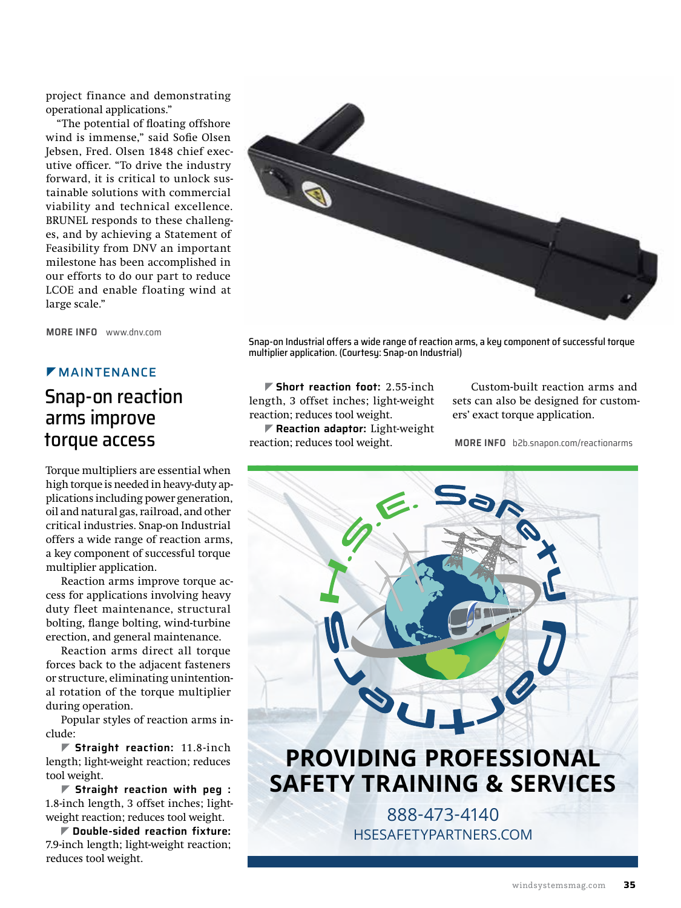project finance and demonstrating operational applications."

"The potential of floating offshore wind is immense," said Sofie Olsen Jebsen, Fred. Olsen 1848 chief executive officer. "To drive the industry forward, it is critical to unlock sustainable solutions with commercial viability and technical excellence. BRUNEL responds to these challenges, and by achieving a Statement of Feasibility from DNV an important milestone has been accomplished in our efforts to do our part to reduce LCOE and enable floating wind at large scale."

**MORE INFO** www.dnv.com

MAINTENANCE

## Snap-on reaction arms improve torque access

Snap-on Industrial offers a wide range of reaction arms, a key component of successful torque multiplier application. (Courtesy: Snap-on Industrial)

Torque multipliers are essential when high torque is needed in heavy-duty applications including power generation, oil and natural gas, railroad, and other critical industries. Snap-on Industrial offers a wide range of reaction arms, a key component of successful torque multiplier application.

Reaction arms improve torque access for applications involving heavy duty fleet maintenance, structural bolting, flange bolting, wind-turbine erection, and general maintenance.

Reaction arms direct all torque forces back to the adjacent fasteners or structure, eliminating unintentional rotation of the torque multiplier during operation.

Popular styles of reaction arms include:

- **Straight reaction:** 11.8-inch length; light-weight reaction; reduces tool weight.
- **Straight reaction with peg :** 1.8-inch length, 3 offset inches; light-weight reaction; reduces tool weight.
- **Double-sided reaction fixture:** 7.9-inch length; light-weight reaction; reduces tool weight.
- **Short reaction foot:** 2.55-inch length, 3 offset inches; light-weight reaction; reduces tool weight.
- **Reaction adaptor:** Light-weight reaction; reduces tool weight.

Custom-built reaction arms and sets can also be designed for customers' exact torque application.

**MORE INFO** b2b.snapon.com/reactionarms

H.S.E. Safety Partners

**PROVIDING PROFESSIONAL SAFETY TRAINING & SERVICES**

888-473-4140

HSESAFETYPARTNERS.COM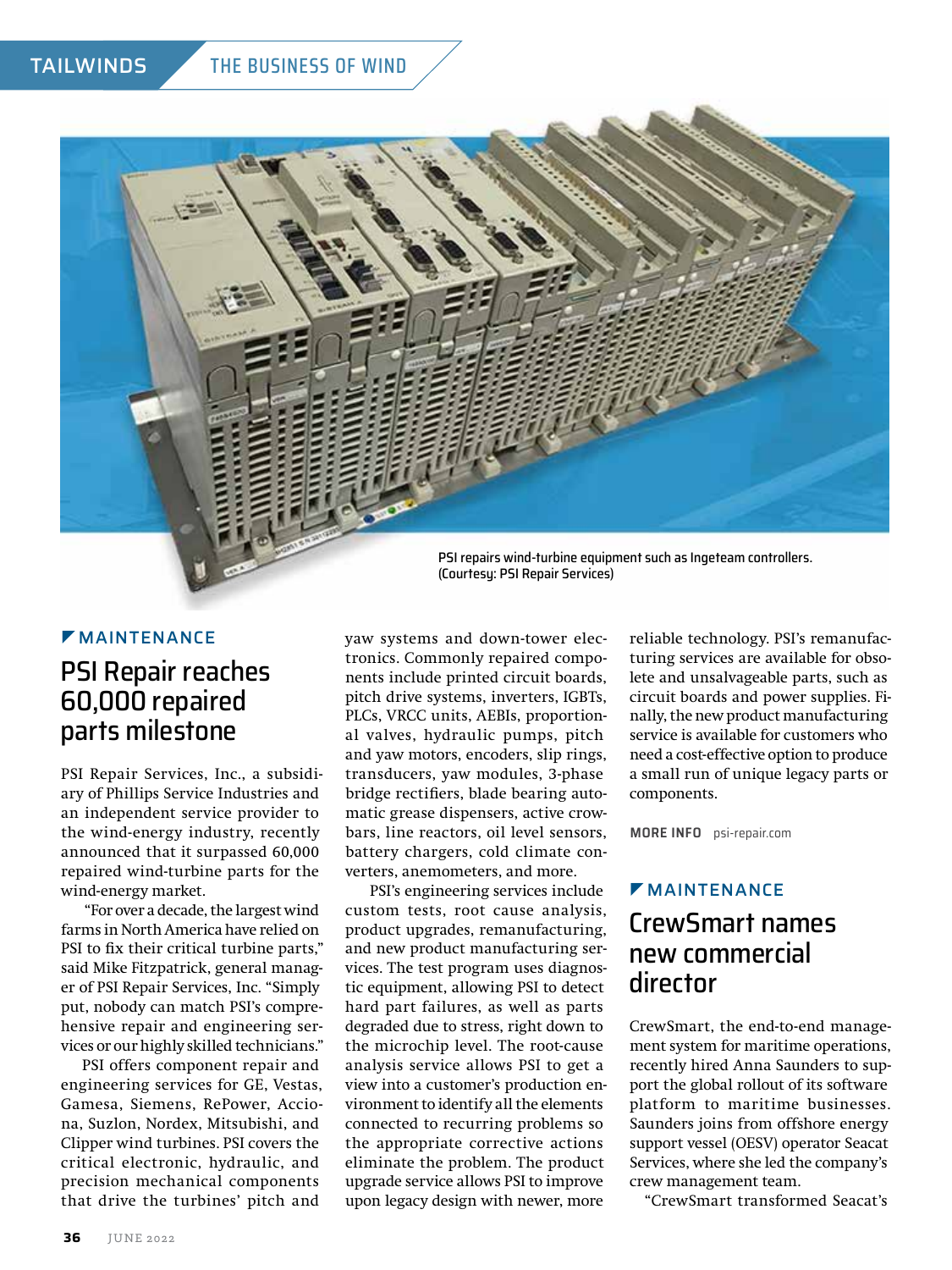PSI repairs wind-turbine equipment such as Ingeteam controllers. (Courtesy: PSI Repair Services)

MAINTENANCE

## PSI Repair reaches 60,000 repaired parts milestone

PSI Repair Services, Inc., a subsidiary of Phillips Service Industries and an independent service provider to the wind-energy industry, recently announced that it surpassed 60,000 repaired wind-turbine parts for the wind-energy market.

"For over a decade, the largest wind farms in North America have relied on PSI to fix their critical turbine parts," said Mike Fitzpatrick, general manager of PSI Repair Services, Inc. "Simply put, nobody can match PSI's comprehensive repair and engineering services or our highly skilled technicians."

PSI offers component repair and engineering services for GE, Vestas, Gamesa, Siemens, RePower, Acciona, Suzlon, Nordex, Mitsubishi, and Clipper wind turbines. PSI covers the critical electronic, hydraulic, and precision mechanical components that drive the turbines' pitch and yaw systems and down-tower electronics. Commonly repaired components include printed circuit boards, pitch drive systems, inverters, IGBTs, PLCs, VRCC units, AEBIs, proportional valves, hydraulic pumps, pitch and yaw motors, encoders, slip rings, transducers, yaw modules, 3-phase bridge rectifiers, blade bearing automatic grease dispensers, active crowbars, line reactors, oil level sensors, battery chargers, cold climate converters, anemometers, and more.

PSI's engineering services include custom tests, root cause analysis, product upgrades, remanufacturing, and new product manufacturing services. The test program uses diagnostic equipment, allowing PSI to detect hard part failures, as well as parts degraded due to stress, right down to the microchip level. The root-cause analysis service allows PSI to get a view into a customer's production environment to identify all the elements connected to recurring problems so the appropriate corrective actions eliminate the problem. The product upgrade service allows PSI to improve upon legacy design with newer, more reliable technology. PSI's remanufacturing services are available for obsolete and unsalvageable parts, such as circuit boards and power supplies. Finally, the new product manufacturing service is available for customers who need a cost-effective option to produce a small run of unique legacy parts or components.

**MORE INFO** psi-repair.com

MAINTENANCE

## CrewSmart names new commercial director

CrewSmart, the end-to-end management system for maritime operations, recently hired Anna Saunders to support the global rollout of its software platform to maritime businesses. Saunders joins from offshore energy support vessel (OESV) operator Seacat Services, where she led the company's crew management team.

"CrewSmart transformed Seacat's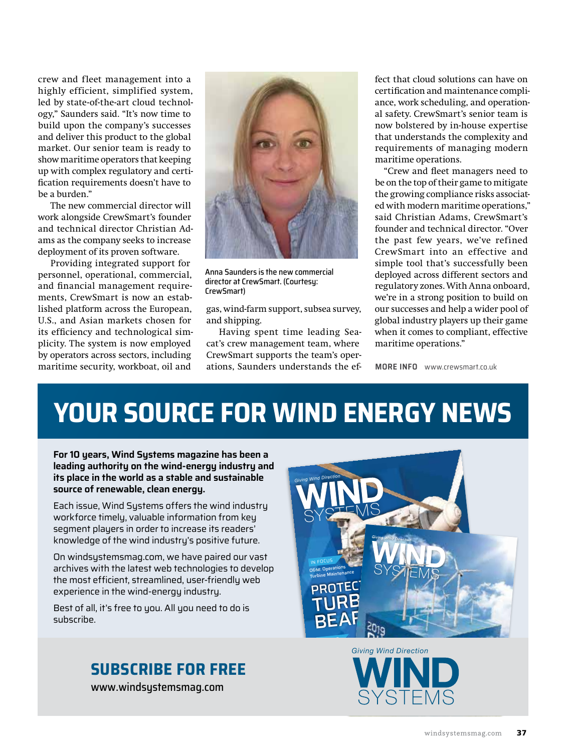crew and fleet management into a highly efficient, simplified system, led by state-of-the-art cloud technology," Saunders said. "It's now time to build upon the company's successes and deliver this product to the global market. Our senior team is ready to show maritime operators that keeping up with complex regulatory and certification requirements doesn't have to be a burden."

The new commercial director will work alongside CrewSmart's founder and technical director Christian Adams as the company seeks to increase deployment of its proven software.

Providing integrated support for personnel, operational, commercial, and financial management requirements, CrewSmart is now an established platform across the European, U.S., and Asian markets chosen for its efficiency and technological simplicity. The system is now employed by operators across sectors, including maritime security, workboat, oil and gas, wind-farm support, subsea survey, and shipping.

Anna Saunders is the new commercial director at CrewSmart. (Courtesy: CrewSmart)

Having spent time leading Seacat's crew management team, where CrewSmart supports the team's operations, Saunders understands the effect that cloud solutions can have on certification and maintenance compliance, work scheduling, and operational safety. CrewSmart's senior team is now bolstered by in-house expertise that understands the complexity and requirements of managing modern maritime operations.

"Crew and fleet managers need to be on the top of their game to mitigate the growing compliance risks associated with modern maritime operations," said Christian Adams, CrewSmart's founder and technical director. "Over the past few years, we've refined CrewSmart into an effective and simple tool that's successfully been deployed across different sectors and regulatory zones. With Anna onboard, we're in a strong position to build on our successes and help a wider pool of global industry players up their game when it comes to compliant, effective maritime operations."

**MORE INFO** www.crewsmart.co.uk

# YOUR SOURCE FOR WIND ENERGY NEWS

**For 10 years, Wind Systems magazine has been a leading authority on the wind-energy industry and its place in the world as a stable and sustainable source of renewable, clean energy.**

Each issue, Wind Systems offers the wind industry workforce timely, valuable information from key segment players in order to increase its readers' knowledge of the wind industry's positive future.

On windsystemsmag.com, we have paired our vast archives with the latest web technologies to develop the most efficient, streamlined, user-friendly web experience in the wind-energy industry.

Best of all, it's free to you. All you need to do is subscribe.

## SUBSCRIBE FOR FREE

www.windsystemsmag.com

Giving Wind Direction
WIND SYSTEMS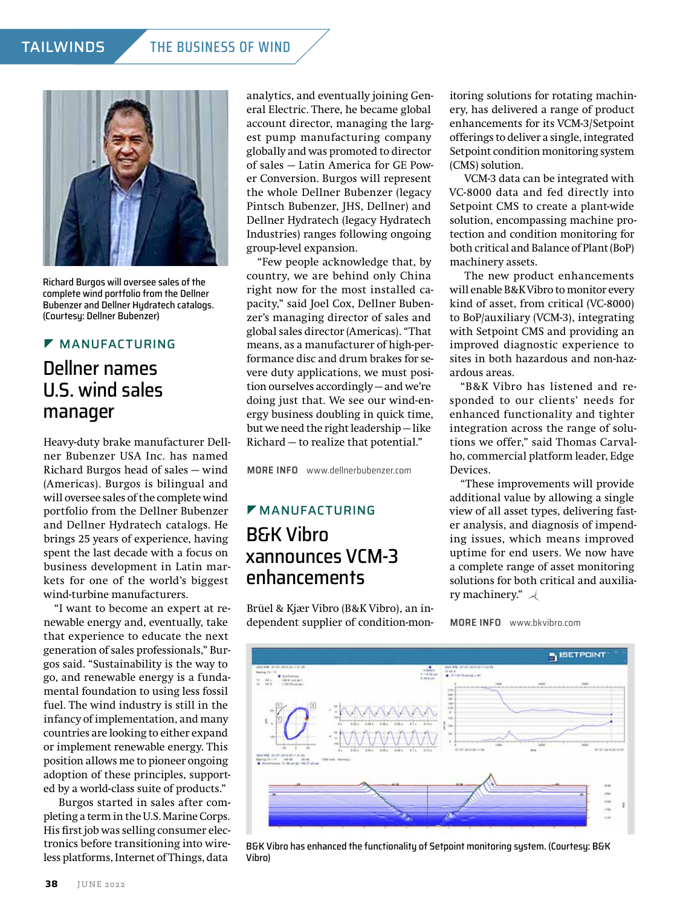Richard Burgos will oversee sales of the complete wind portfolio from the Dellner Bubenzer and Dellner Hydratech catalogs. (Courtesy: Dellner Bubenzer)

### MANUFACTURING

## Dellner names U.S. wind sales manager

Heavy-duty brake manufacturer Dellner Bubenzer USA Inc. has named Richard Burgos head of sales — wind (Americas). Burgos is bilingual and will oversee sales of the complete wind portfolio from the Dellner Bubenzer and Dellner Hydratech catalogs. He brings 25 years of experience, having spent the last decade with a focus on business development in Latin markets for one of the world's biggest wind-turbine manufacturers.

"I want to become an expert at renewable energy and, eventually, take that experience to educate the next generation of sales professionals," Burgos said. "Sustainability is the way to go, and renewable energy is a fundamental foundation to using less fossil fuel. The wind industry is still in the infancy of implementation, and many countries are looking to either expand or implement renewable energy. This position allows me to pioneer ongoing adoption of these principles, supported by a world-class suite of products."

Burgos started in sales after completing a term in the U.S. Marine Corps. His first job was selling consumer electronics before transitioning into wireless platforms, Internet of Things, data analytics, and eventually joining General Electric. There, he became global account director, managing the largest pump manufacturing company globally and was promoted to director of sales — Latin America for GE Power Conversion. Burgos will represent the whole Dellner Bubenzer (legacy Pintsch Bubenzer, JHS, Dellner) and Dellner Hydratech (legacy Hydratech Industries) ranges following ongoing group-level expansion.

"Few people acknowledge that, by country, we are behind only China right now for the most installed capacity," said Joel Cox, Dellner Bubenzer's managing director of sales and global sales director (Americas). "That means, as a manufacturer of high-performance disc and drum brakes for severe duty applications, we must position ourselves accordingly — and we're doing just that. We see our wind-energy business doubling in quick time, but we need the right leadership — like Richard — to realize that potential."

**MORE INFO** www.dellnerbubenzer.com

### MANUFACTURING

## B&K Vibro xannounces VCM-3 enhancements

Brüel & Kjær Vibro (B&K Vibro), an independent supplier of condition-monitoring solutions for rotating machinery, has delivered a range of product enhancements for its VCM-3/Setpoint offerings to deliver a single, integrated Setpoint condition monitoring system (CMS) solution.

VCM-3 data can be integrated with VC-8000 data and fed directly into Setpoint CMS to create a plant-wide solution, encompassing machine protection and condition monitoring for both critical and Balance of Plant (BoP) machinery assets.

The new product enhancements will enable B&K Vibro to monitor every kind of asset, from critical (VC-8000) to BoP/auxiliary (VCM-3), integrating with Setpoint CMS and providing an improved diagnostic experience to sites in both hazardous and non-hazardous areas.

"B&K Vibro has listened and responded to our clients' needs for enhanced functionality and tighter integration across the range of solutions we offer," said Thomas Carvalho, commercial platform leader, Edge Devices.

"These improvements will provide additional value by allowing a single view of all asset types, delivering faster analysis, and diagnosis of impending issues, which means improved uptime for end users. We now have a complete range of asset monitoring solutions for both critical and auxiliary machinery."

**MORE INFO** www.bkvibro.com

B&K Vibro has enhanced the functionality of Setpoint monitoring system. (Courtesy: B&K Vibro)